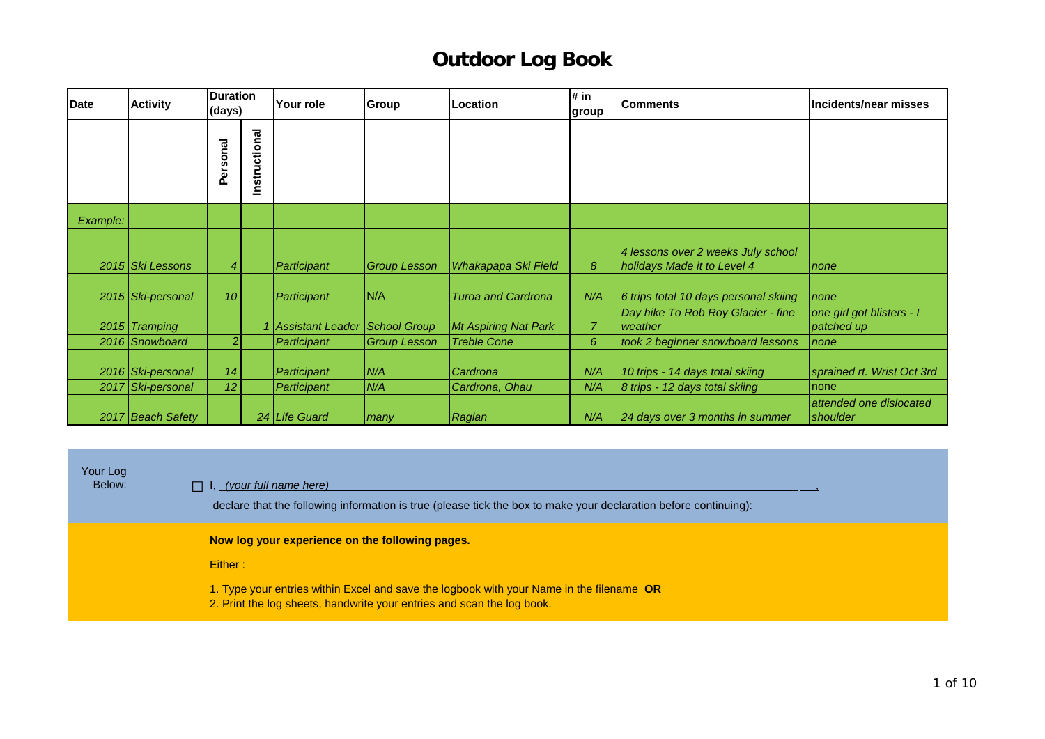# Outdoor Log Book

| Date | Activity | Duration (days) | | Your role | Group | Location | # in group | Comments | Incidents/near misses |
|---|---|---|---|---|---|---|---|---|---|
| | | Personal | Instructional | | | | | | |
| *Example:* | | | | | | | | | |
| *2015* | *Ski Lessons* | *4* | | *Participant* | *Group Lesson* | *Whakapapa Ski Field* | *8* | *4 lessons over 2 weeks July school holidays Made it to Level 4* | *none* |
| *2015* | *Ski-personal* | *10* | | *Participant* | N/A | *Turoa and Cardrona* | *N/A* | *6 trips total 10 days personal skiing* | *none* |
| *2015* | *Tramping* | | *1* | *Assistant Leader* | *School Group* | *Mt Aspiring Nat Park* | *7* | *Day hike To Rob Roy Glacier - fine weather* | *one girl got blisters - I patched up* |
| *2016* | *Snowboard* | 2 | | *Participant* | *Group Lesson* | *Treble Cone* | *6* | *took 2 beginner snowboard lessons* | *none* |
| *2016* | *Ski-personal* | *14* | | *Participant* | *N/A* | *Cardrona* | *N/A* | *10 trips - 14 days total skiing* | *sprained rt. Wrist Oct 3rd* |
| *2017* | *Ski-personal* | *12* | | *Participant* | *N/A* | *Cardrona, Ohau* | *N/A* | *8 trips - 12 days total skiing* | none |
| *2017* | *Beach Safety* | | *24* | *Life Guard* | *many* | *Raglan* | *N/A* | *24 days over 3 months in summer* | attended one dislocated shoulder |

Your Log Below:

☐ I, *(your full name here)* ,

declare that the following information is true (please tick the box to make your declaration before continuing):

**Now log your experience on the following pages.**

Either :

1. Type your entries within Excel and save the logbook with your Name in the filename **OR**
2. Print the log sheets, handwrite your entries and scan the log book.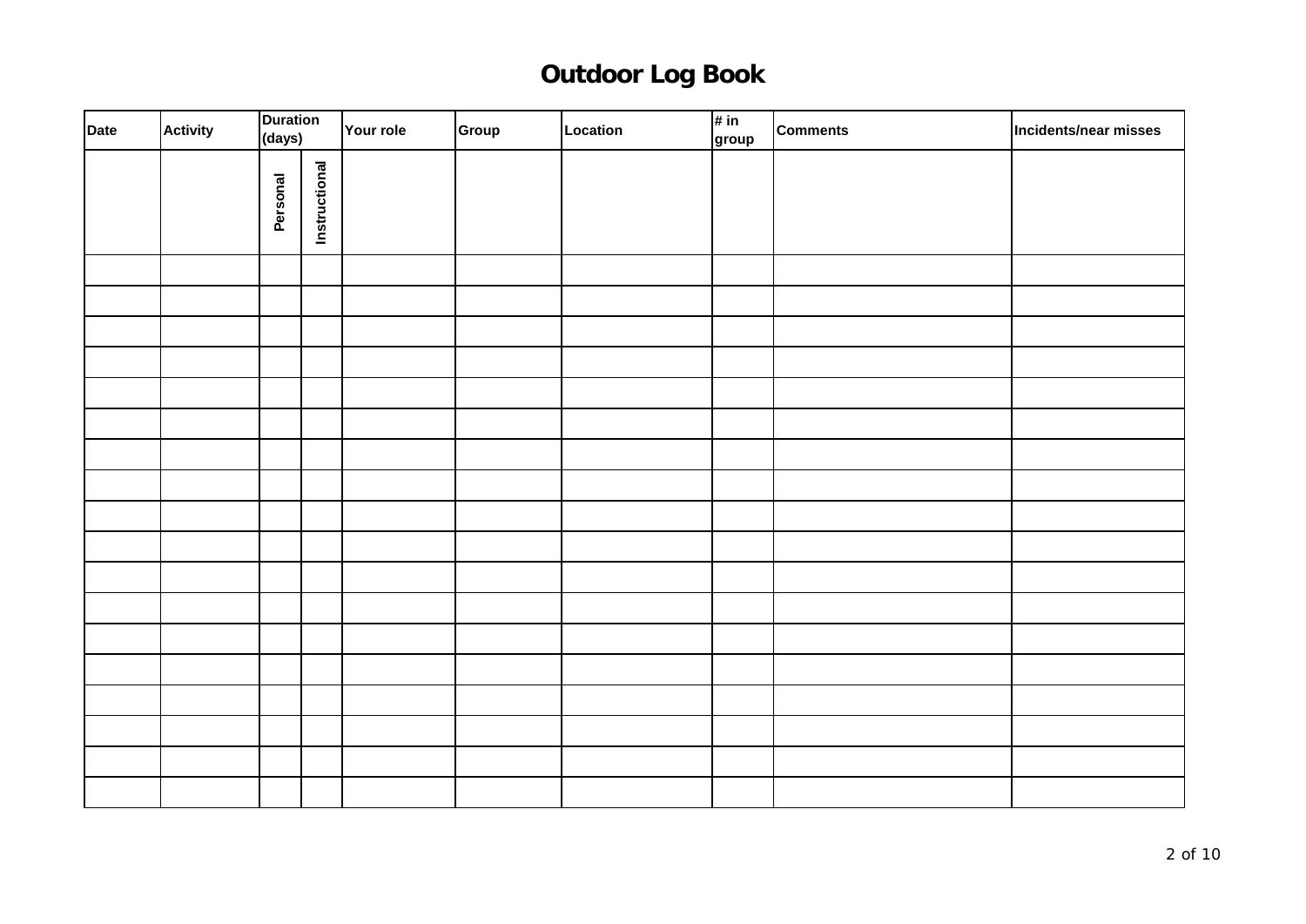# Outdoor Log Book

| Date | Activity | Duration (days) | | Your role | Group | Location | # in group | Comments | Incidents/near misses |
|---|---|---|---|---|---|---|---|---|---|
| | | Personal | Instructional | | | | | | |
| | | | | | | | | | |
| | | | | | | | | | |
| | | | | | | | | | |
| | | | | | | | | | |
| | | | | | | | | | |
| | | | | | | | | | |
| | | | | | | | | | |
| | | | | | | | | | |
| | | | | | | | | | |
| | | | | | | | | | |
| | | | | | | | | | |
| | | | | | | | | | |
| | | | | | | | | | |
| | | | | | | | | | |
| | | | | | | | | | |
| | | | | | | | | | |
| | | | | | | | | | |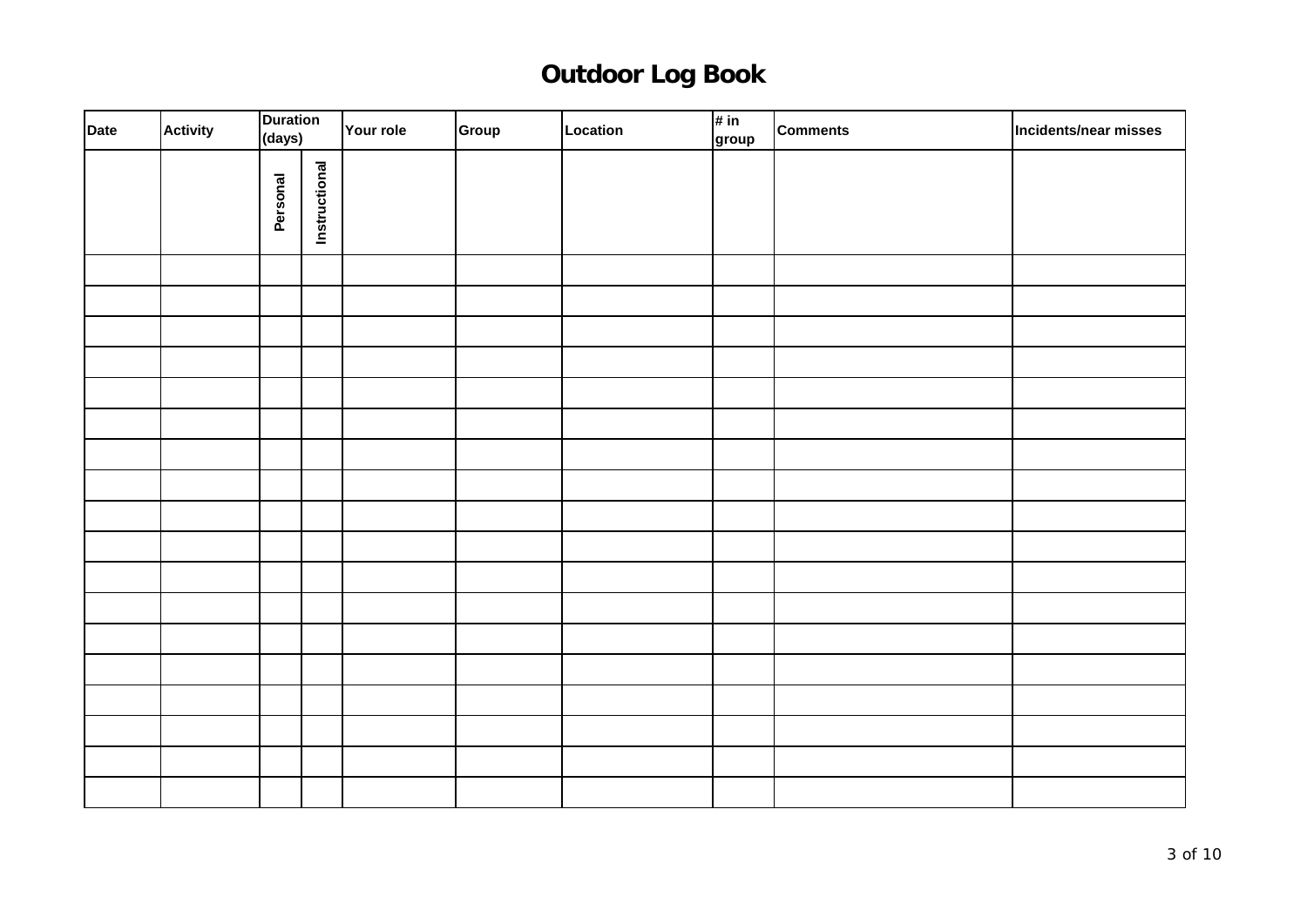# Outdoor Log Book

| Date | Activity | Duration (days) | | Your role | Group | Location | # in group | Comments | Incidents/near misses |
|---|---|---|---|---|---|---|---|---|---|
| | | Personal | Instructional | | | | | | |
| | | | | | | | | | |
| | | | | | | | | | |
| | | | | | | | | | |
| | | | | | | | | | |
| | | | | | | | | | |
| | | | | | | | | | |
| | | | | | | | | | |
| | | | | | | | | | |
| | | | | | | | | | |
| | | | | | | | | | |
| | | | | | | | | | |
| | | | | | | | | | |
| | | | | | | | | | |
| | | | | | | | | | |
| | | | | | | | | | |
| | | | | | | | | | |
| | | | | | | | | | |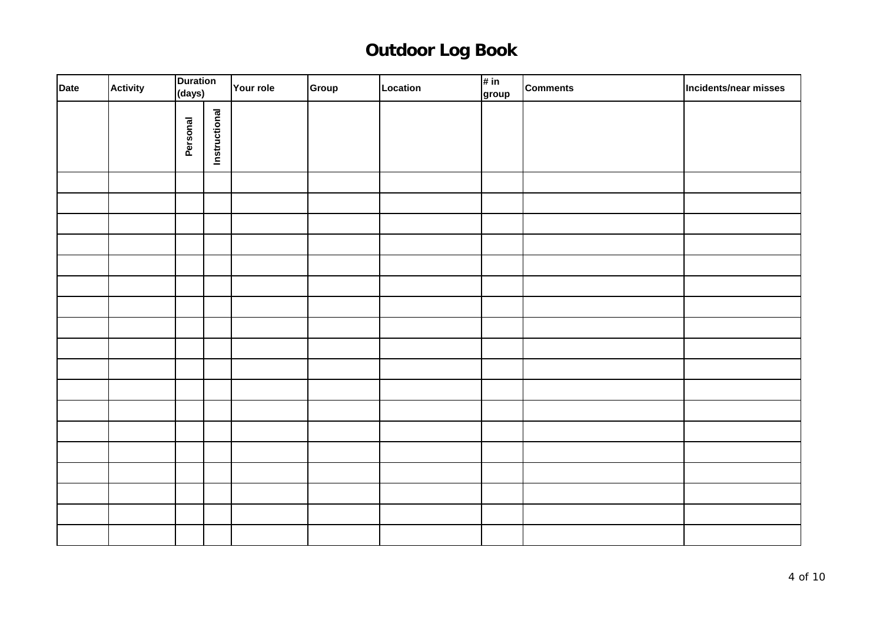# Outdoor Log Book

| Date | Activity | Duration (days) | | Your role | Group | Location | # in group | Comments | Incidents/near misses |
|---|---|---|---|---|---|---|---|---|---|
| | | Personal | Instructional | | | | | | |
| | | | | | | | | | |
| | | | | | | | | | |
| | | | | | | | | | |
| | | | | | | | | | |
| | | | | | | | | | |
| | | | | | | | | | |
| | | | | | | | | | |
| | | | | | | | | | |
| | | | | | | | | | |
| | | | | | | | | | |
| | | | | | | | | | |
| | | | | | | | | | |
| | | | | | | | | | |
| | | | | | | | | | |
| | | | | | | | | | |
| | | | | | | | | | |
| | | | | | | | | | |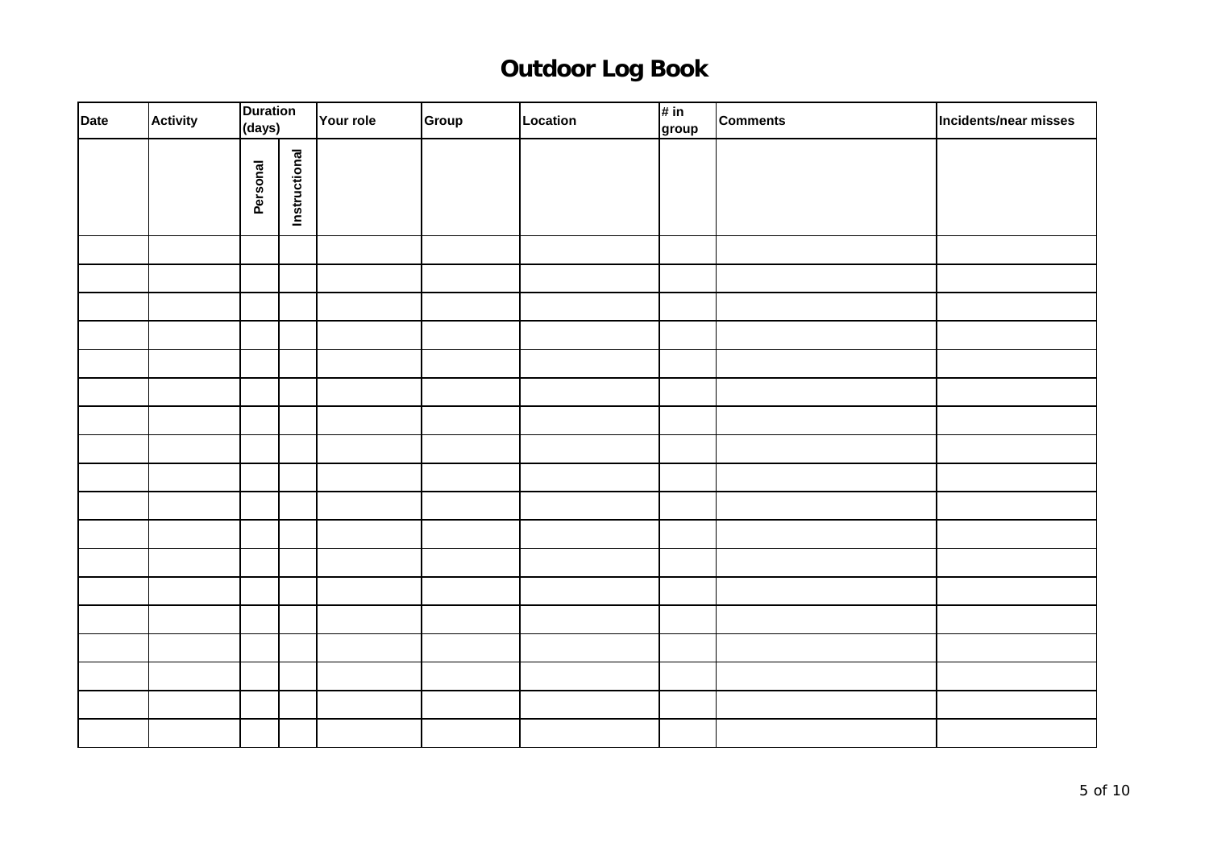# Outdoor Log Book

| Date | Activity | Duration (days) | | Your role | Group | Location | # in group | Comments | Incidents/near misses |
|---|---|---|---|---|---|---|---|---|---|
| | | Personal | Instructional | | | | | | |
| | | | | | | | | | |
| | | | | | | | | | |
| | | | | | | | | | |
| | | | | | | | | | |
| | | | | | | | | | |
| | | | | | | | | | |
| | | | | | | | | | |
| | | | | | | | | | |
| | | | | | | | | | |
| | | | | | | | | | |
| | | | | | | | | | |
| | | | | | | | | | |
| | | | | | | | | | |
| | | | | | | | | | |
| | | | | | | | | | |
| | | | | | | | | | |
| | | | | | | | | | |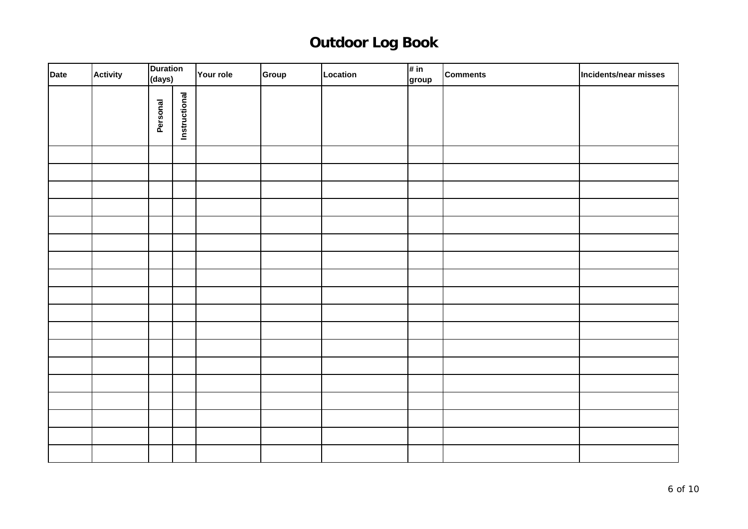# Outdoor Log Book

| Date | Activity | Duration (days) | | Your role | Group | Location | # in group | Comments | Incidents/near misses |
|---|---|---|---|---|---|---|---|---|---|
| | | Personal | Instructional | | | | | | |
| | | | | | | | | | |
| | | | | | | | | | |
| | | | | | | | | | |
| | | | | | | | | | |
| | | | | | | | | | |
| | | | | | | | | | |
| | | | | | | | | | |
| | | | | | | | | | |
| | | | | | | | | | |
| | | | | | | | | | |
| | | | | | | | | | |
| | | | | | | | | | |
| | | | | | | | | | |
| | | | | | | | | | |
| | | | | | | | | | |
| | | | | | | | | | |
| | | | | | | | | | |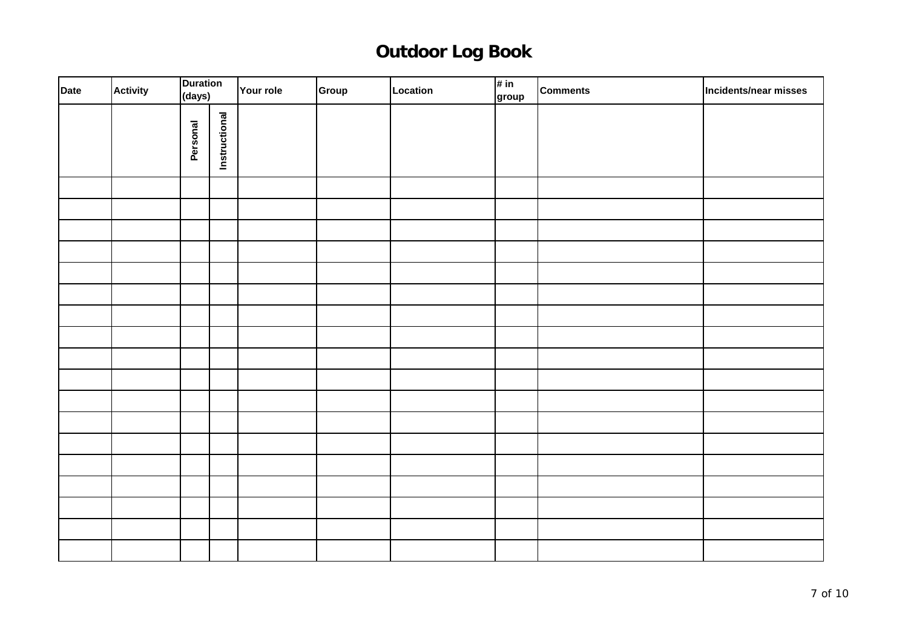# Outdoor Log Book

| Date | Activity | Duration (days) | | Your role | Group | Location | # in group | Comments | Incidents/near misses |
|---|---|---|---|---|---|---|---|---|---|
| | | Personal | Instructional | | | | | | |
| | | | | | | | | | |
| | | | | | | | | | |
| | | | | | | | | | |
| | | | | | | | | | |
| | | | | | | | | | |
| | | | | | | | | | |
| | | | | | | | | | |
| | | | | | | | | | |
| | | | | | | | | | |
| | | | | | | | | | |
| | | | | | | | | | |
| | | | | | | | | | |
| | | | | | | | | | |
| | | | | | | | | | |
| | | | | | | | | | |
| | | | | | | | | | |
| | | | | | | | | | |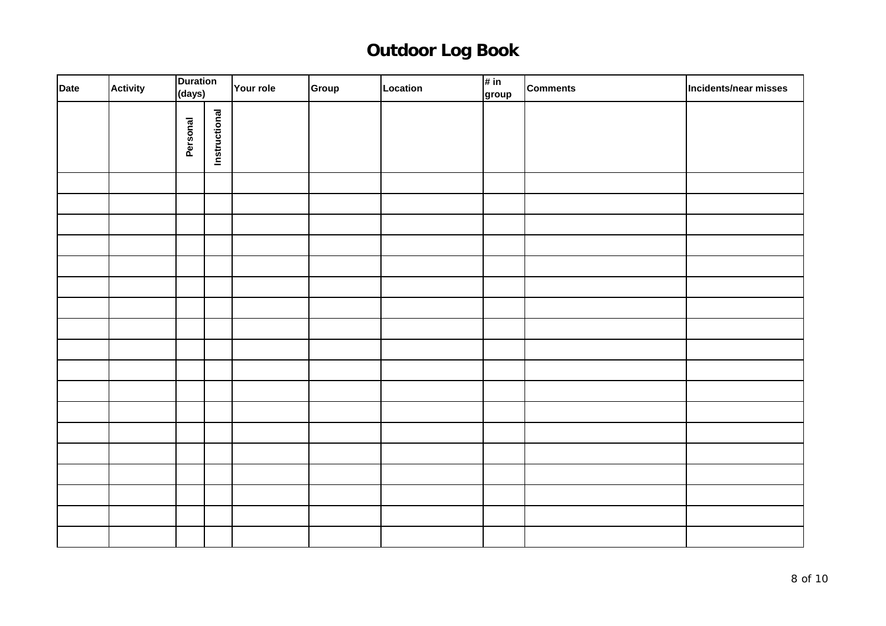# Outdoor Log Book

| Date | Activity | Duration (days) | | Your role | Group | Location | # in group | Comments | Incidents/near misses |
|---|---|---|---|---|---|---|---|---|---|
| | | Personal | Instructional | | | | | | |
| | | | | | | | | | |
| | | | | | | | | | |
| | | | | | | | | | |
| | | | | | | | | | |
| | | | | | | | | | |
| | | | | | | | | | |
| | | | | | | | | | |
| | | | | | | | | | |
| | | | | | | | | | |
| | | | | | | | | | |
| | | | | | | | | | |
| | | | | | | | | | |
| | | | | | | | | | |
| | | | | | | | | | |
| | | | | | | | | | |
| | | | | | | | | | |
| | | | | | | | | | |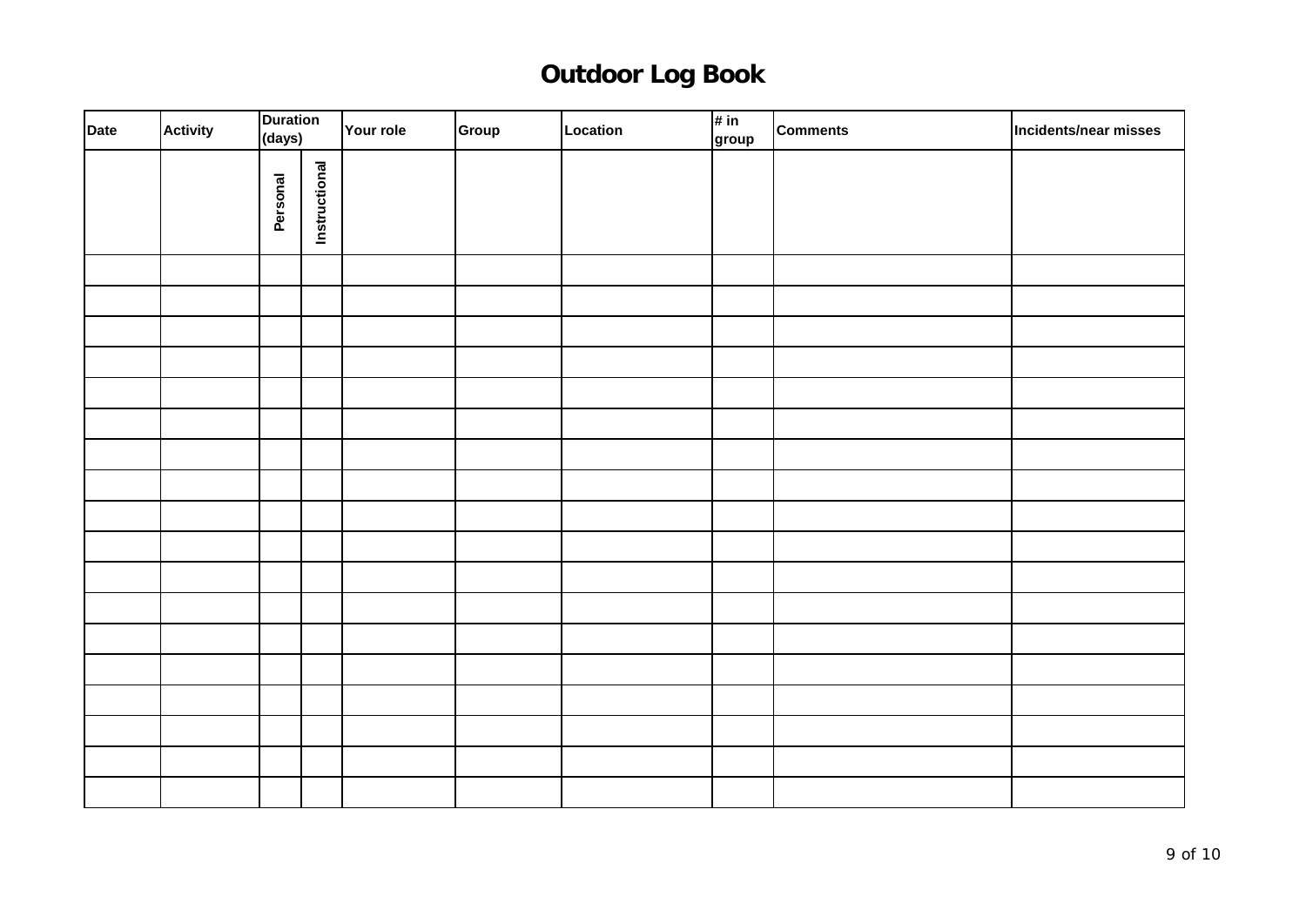# Outdoor Log Book

| Date | Activity | Duration (days) | | Your role | Group | Location | # in group | Comments | Incidents/near misses |
|---|---|---|---|---|---|---|---|---|---|
| | | Personal | Instructional | | | | | | |
| | | | | | | | | | |
| | | | | | | | | | |
| | | | | | | | | | |
| | | | | | | | | | |
| | | | | | | | | | |
| | | | | | | | | | |
| | | | | | | | | | |
| | | | | | | | | | |
| | | | | | | | | | |
| | | | | | | | | | |
| | | | | | | | | | |
| | | | | | | | | | |
| | | | | | | | | | |
| | | | | | | | | | |
| | | | | | | | | | |
| | | | | | | | | | |
| | | | | | | | | | |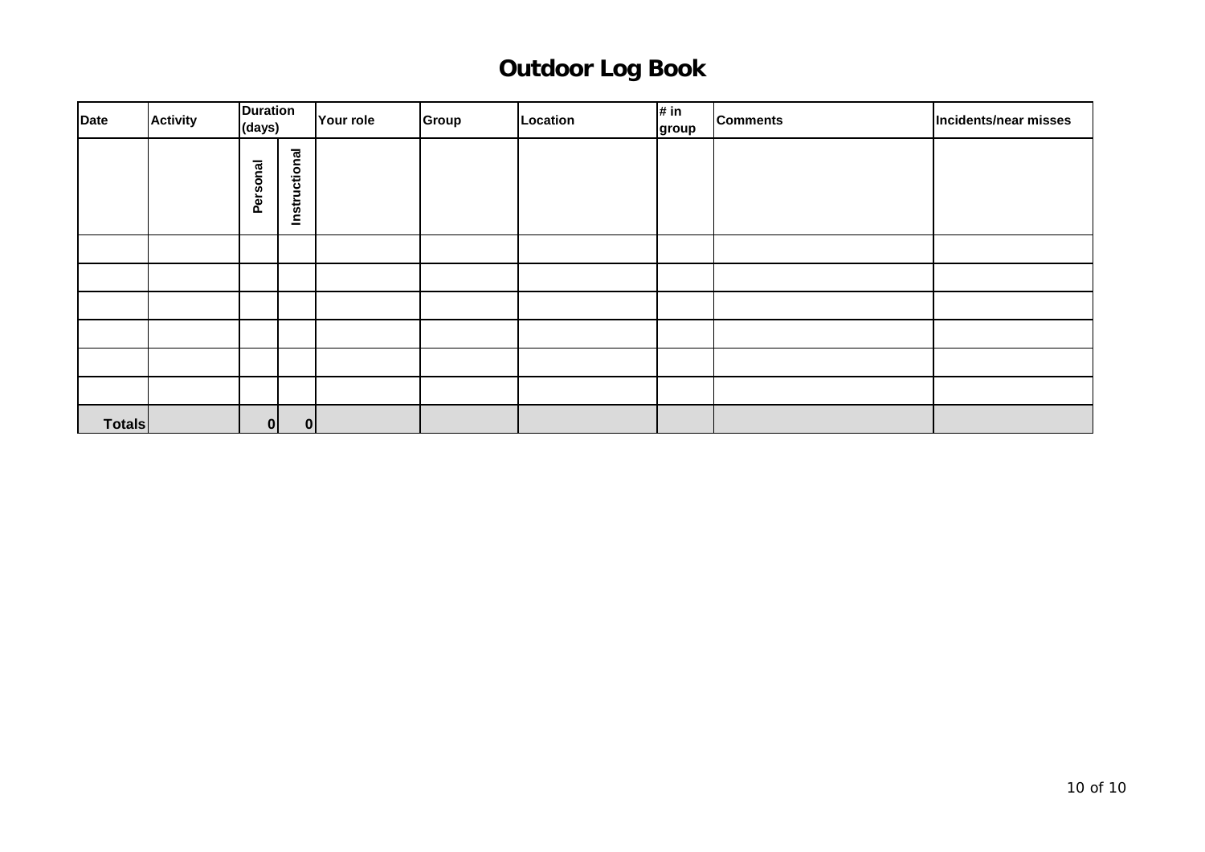# Outdoor Log Book

| Date | Activity | Duration (days) | | Your role | Group | Location | # in group | Comments | Incidents/near misses |
|---|---|---|---|---|---|---|---|---|---|
| | | Personal | Instructional | | | | | | |
| | | | | | | | | | |
| | | | | | | | | | |
| | | | | | | | | | |
| | | | | | | | | | |
| | | | | | | | | | |
| | | | | | | | | | |
| Totals | | 0 | 0 | | | | | | |